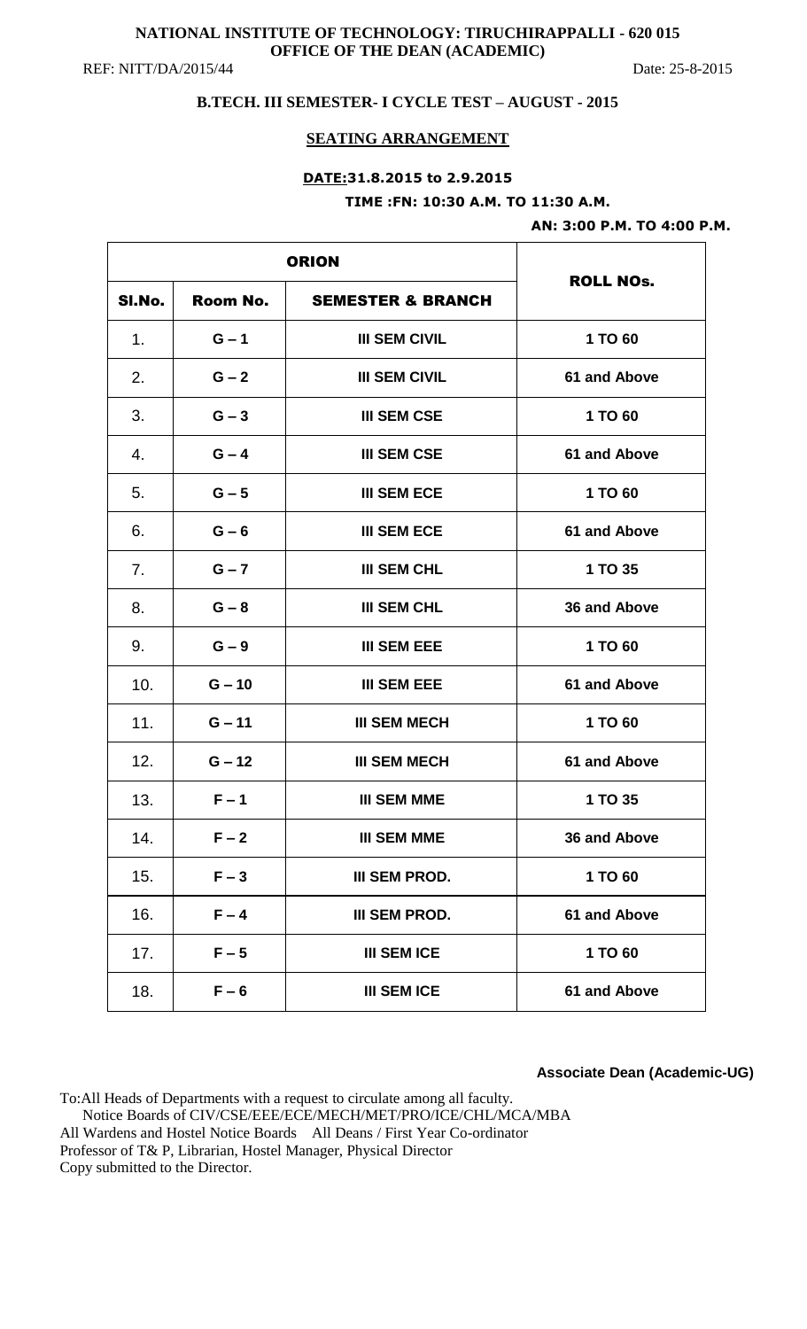**NATIONAL INSTITUTE OF TECHNOLOGY: TIRUCHIRAPPALLI - 620 015**
**OFFICE OF THE DEAN (ACADEMIC)**

REF: NITT/DA/2015/44 Date: 25-8-2015

## B.TECH. III SEMESTER- I CYCLE TEST – AUGUST - 2015

### SEATING ARRANGEMENT

**DATE:31.8.2015 to 2.9.2015**

**TIME :FN: 10:30 A.M. TO 11:30 A.M.**

**AN: 3:00 P.M. TO 4:00 P.M.**

| ORION | | | ROLL NOs. |
|---|---|---|---|
| Sl.No. | Room No. | SEMESTER & BRANCH | |
| 1. | G – 1 | III SEM CIVIL | 1 TO 60 |
| 2. | G – 2 | III SEM CIVIL | 61 and Above |
| 3. | G – 3 | III SEM CSE | 1 TO 60 |
| 4. | G – 4 | III SEM CSE | 61 and Above |
| 5. | G – 5 | III SEM ECE | 1 TO 60 |
| 6. | G – 6 | III SEM ECE | 61 and Above |
| 7. | G – 7 | III SEM CHL | 1 TO 35 |
| 8. | G – 8 | III SEM CHL | 36 and Above |
| 9. | G – 9 | III SEM EEE | 1 TO 60 |
| 10. | G – 10 | III SEM EEE | 61 and Above |
| 11. | G – 11 | III SEM MECH | 1 TO 60 |
| 12. | G – 12 | III SEM MECH | 61 and Above |
| 13. | F – 1 | III SEM MME | 1 TO 35 |
| 14. | F – 2 | III SEM MME | 36 and Above |
| 15. | F – 3 | III SEM PROD. | 1 TO 60 |
| 16. | F – 4 | III SEM PROD. | 61 and Above |
| 17. | F – 5 | III SEM ICE | 1 TO 60 |
| 18. | F – 6 | III SEM ICE | 61 and Above |

**Associate Dean (Academic-UG)**

To:All Heads of Departments with a request to circulate among all faculty.
Notice Boards of CIV/CSE/EEE/ECE/MECH/MET/PRO/ICE/CHL/MCA/MBA
All Wardens and Hostel Notice Boards All Deans / First Year Co-ordinator
Professor of T& P, Librarian, Hostel Manager, Physical Director
Copy submitted to the Director.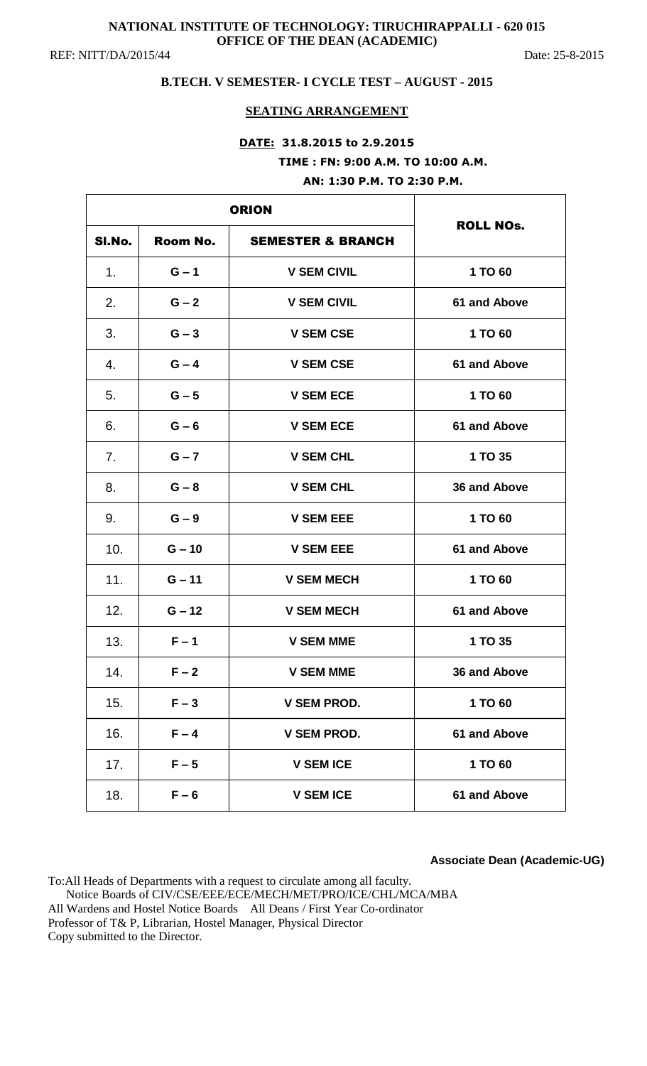**NATIONAL INSTITUTE OF TECHNOLOGY: TIRUCHIRAPPALLI - 620 015**
**OFFICE OF THE DEAN (ACADEMIC)**

REF: NITT/DA/2015/44 Date: 25-8-2015

**B.TECH. V SEMESTER- I CYCLE TEST – AUGUST - 2015**

**SEATING ARRANGEMENT**

**DATE: 31.8.2015 to 2.9.2015**

**TIME : FN: 9:00 A.M. TO 10:00 A.M.**

**AN: 1:30 P.M. TO 2:30 P.M.**

| ORION | | | ROLL NOs. |
|---|---|---|---|
| SI.No. | Room No. | SEMESTER & BRANCH | |
| 1. | G – 1 | V SEM CIVIL | 1 TO 60 |
| 2. | G – 2 | V SEM CIVIL | 61 and Above |
| 3. | G – 3 | V SEM CSE | 1 TO 60 |
| 4. | G – 4 | V SEM CSE | 61 and Above |
| 5. | G – 5 | V SEM ECE | 1 TO 60 |
| 6. | G – 6 | V SEM ECE | 61 and Above |
| 7. | G – 7 | V SEM CHL | 1 TO 35 |
| 8. | G – 8 | V SEM CHL | 36 and Above |
| 9. | G – 9 | V SEM EEE | 1 TO 60 |
| 10. | G – 10 | V SEM EEE | 61 and Above |
| 11. | G – 11 | V SEM MECH | 1 TO 60 |
| 12. | G – 12 | V SEM MECH | 61 and Above |
| 13. | F – 1 | V SEM MME | 1 TO 35 |
| 14. | F – 2 | V SEM MME | 36 and Above |
| 15. | F – 3 | V SEM PROD. | 1 TO 60 |
| 16. | F – 4 | V SEM PROD. | 61 and Above |
| 17. | F – 5 | V SEM ICE | 1 TO 60 |
| 18. | F – 6 | V SEM ICE | 61 and Above |

**Associate Dean (Academic-UG)**

To:All Heads of Departments with a request to circulate among all faculty.
Notice Boards of CIV/CSE/EEE/ECE/MECH/MET/PRO/ICE/CHL/MCA/MBA
All Wardens and Hostel Notice Boards All Deans / First Year Co-ordinator
Professor of T& P, Librarian, Hostel Manager, Physical Director
Copy submitted to the Director.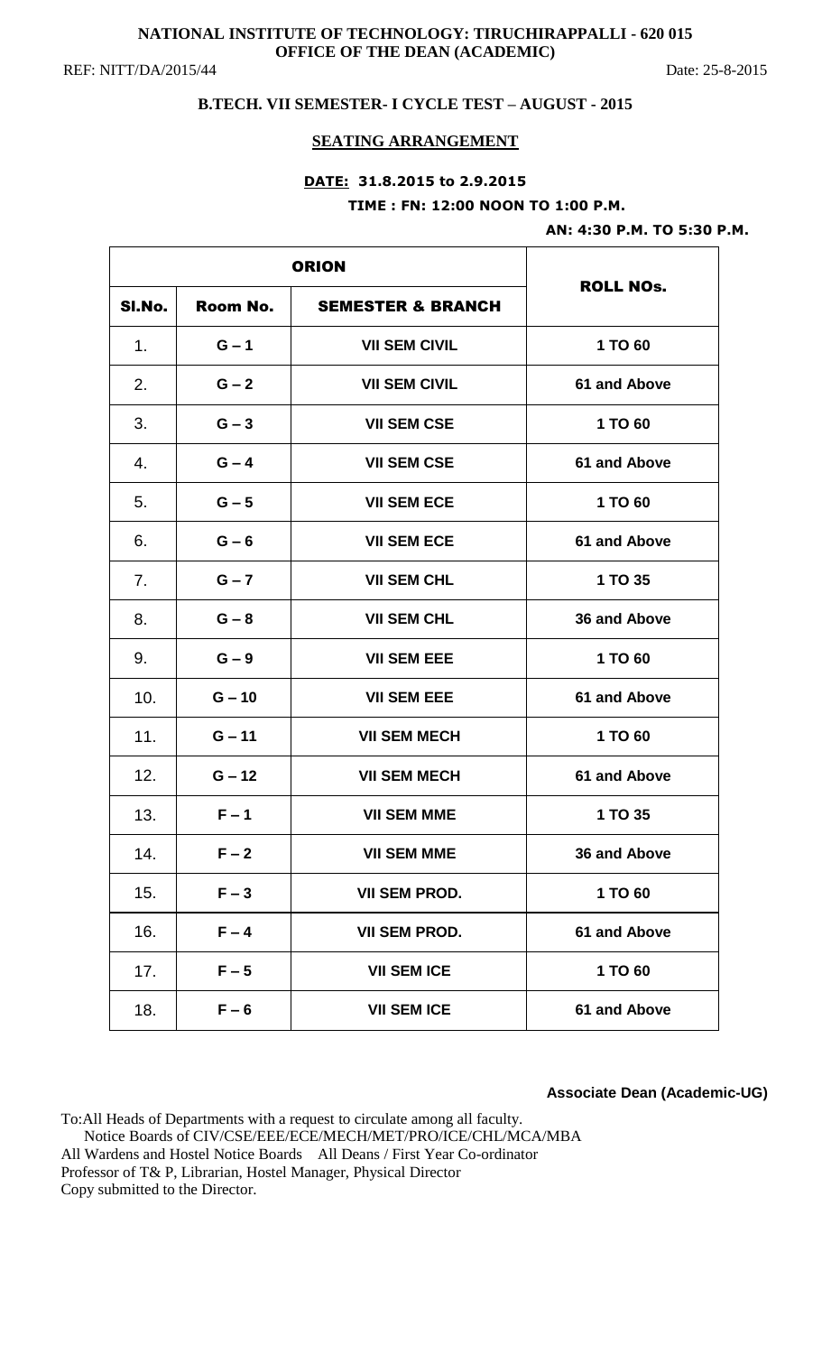**NATIONAL INSTITUTE OF TECHNOLOGY: TIRUCHIRAPPALLI - 620 015**
**OFFICE OF THE DEAN (ACADEMIC)**

REF: NITT/DA/2015/44 Date: 25-8-2015

**B.TECH. VII SEMESTER- I CYCLE TEST – AUGUST - 2015**

## SEATING ARRANGEMENT

**DATE: 31.8.2015 to 2.9.2015**

**TIME : FN: 12:00 NOON TO 1:00 P.M.**

**AN: 4:30 P.M. TO 5:30 P.M.**

| ORION | | | ROLL NOs. |
|---|---|---|---|
| Sl.No. | Room No. | SEMESTER & BRANCH | |
| 1. | G – 1 | VII SEM CIVIL | 1 TO 60 |
| 2. | G – 2 | VII SEM CIVIL | 61 and Above |
| 3. | G – 3 | VII SEM CSE | 1 TO 60 |
| 4. | G – 4 | VII SEM CSE | 61 and Above |
| 5. | G – 5 | VII SEM ECE | 1 TO 60 |
| 6. | G – 6 | VII SEM ECE | 61 and Above |
| 7. | G – 7 | VII SEM CHL | 1 TO 35 |
| 8. | G – 8 | VII SEM CHL | 36 and Above |
| 9. | G – 9 | VII SEM EEE | 1 TO 60 |
| 10. | G – 10 | VII SEM EEE | 61 and Above |
| 11. | G – 11 | VII SEM MECH | 1 TO 60 |
| 12. | G – 12 | VII SEM MECH | 61 and Above |
| 13. | F – 1 | VII SEM MME | 1 TO 35 |
| 14. | F – 2 | VII SEM MME | 36 and Above |
| 15. | F – 3 | VII SEM PROD. | 1 TO 60 |
| 16. | F – 4 | VII SEM PROD. | 61 and Above |
| 17. | F – 5 | VII SEM ICE | 1 TO 60 |
| 18. | F – 6 | VII SEM ICE | 61 and Above |

**Associate Dean (Academic-UG)**

To:All Heads of Departments with a request to circulate among all faculty.
Notice Boards of CIV/CSE/EEE/ECE/MECH/MET/PRO/ICE/CHL/MCA/MBA
All Wardens and Hostel Notice Boards All Deans / First Year Co-ordinator
Professor of T& P, Librarian, Hostel Manager, Physical Director
Copy submitted to the Director.